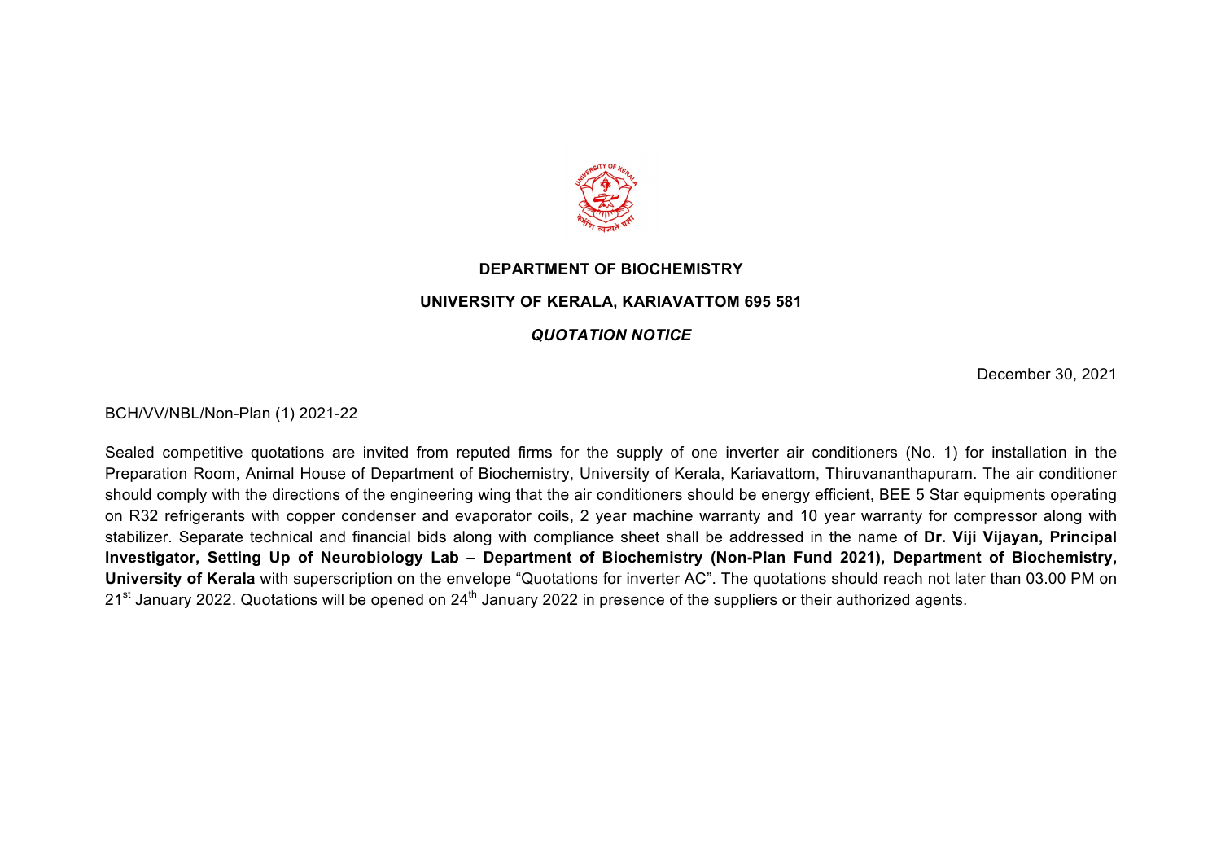**DEPARTMENT OF BIOCHEMISTRY**

**UNIVERSITY OF KERALA, KARIAVATTOM 695 581**

***QUOTATION NOTICE***

December 30, 2021

BCH/VV/NBL/Non-Plan (1) 2021-22

Sealed competitive quotations are invited from reputed firms for the supply of one inverter air conditioners (No. 1) for installation in the Preparation Room, Animal House of Department of Biochemistry, University of Kerala, Kariavattom, Thiruvananthapuram. The air conditioner should comply with the directions of the engineering wing that the air conditioners should be energy efficient, BEE 5 Star equipments operating on R32 refrigerants with copper condenser and evaporator coils, 2 year machine warranty and 10 year warranty for compressor along with stabilizer. Separate technical and financial bids along with compliance sheet shall be addressed in the name of **Dr. Viji Vijayan, Principal Investigator, Setting Up of Neurobiology Lab – Department of Biochemistry (Non-Plan Fund 2021), Department of Biochemistry, University of Kerala** with superscription on the envelope "Quotations for inverter AC". The quotations should reach not later than 03.00 PM on 21st January 2022. Quotations will be opened on 24th January 2022 in presence of the suppliers or their authorized agents.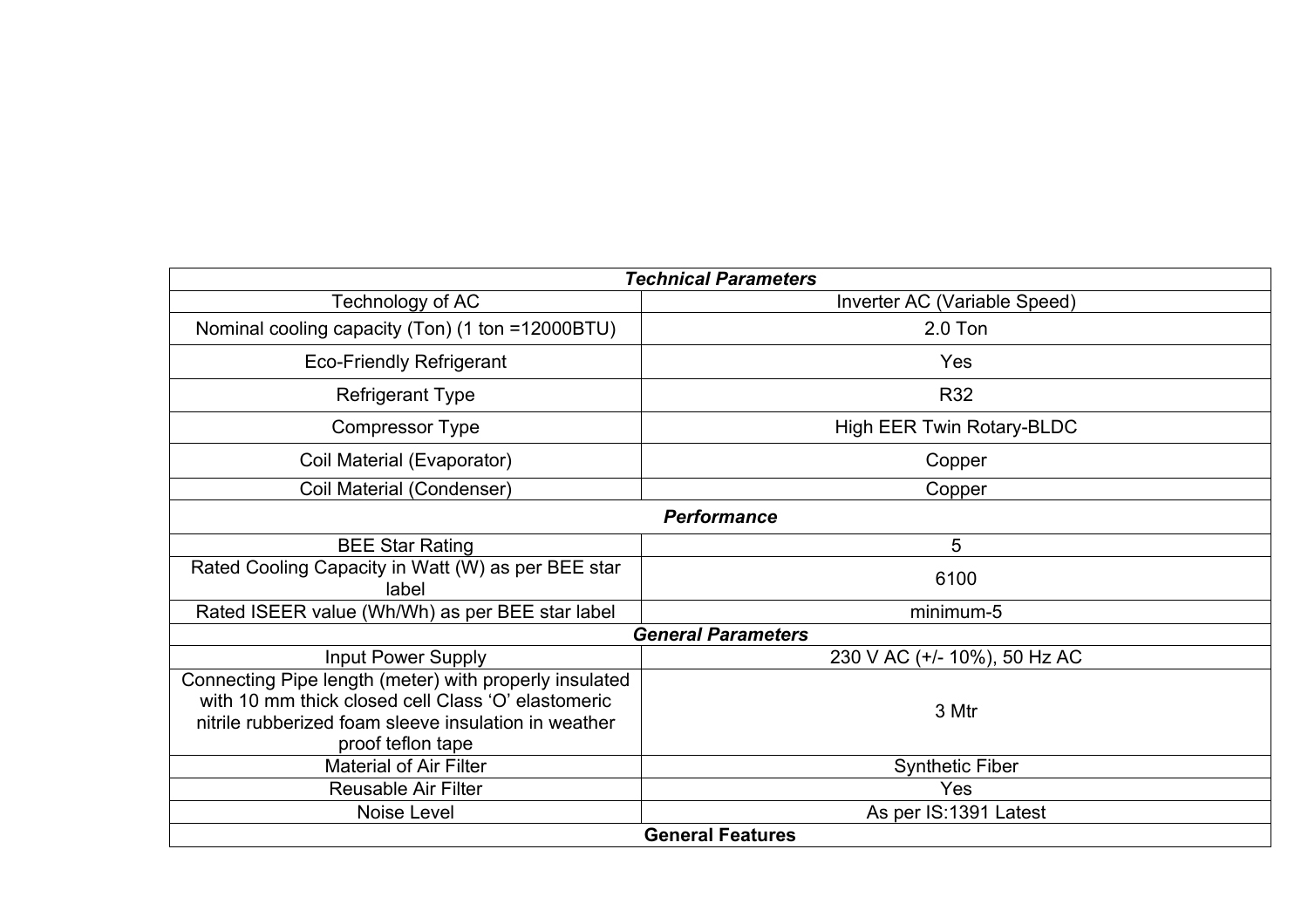| ***Technical Parameters*** | |
|---|---|
| Technology of AC | Inverter AC (Variable Speed) |
| Nominal cooling capacity (Ton) (1 ton =12000BTU) | 2.0 Ton |
| Eco-Friendly Refrigerant | Yes |
| Refrigerant Type | R32 |
| Compressor Type | High EER Twin Rotary-BLDC |
| Coil Material (Evaporator) | Copper |
| Coil Material (Condenser) | Copper |
| ***Performance*** | |
| BEE Star Rating | 5 |
| Rated Cooling Capacity in Watt (W) as per BEE star label | 6100 |
| Rated ISEER value (Wh/Wh) as per BEE star label | minimum-5 |
| ***General Parameters*** | |
| Input Power Supply | 230 V AC (+/- 10%), 50 Hz AC |
| Connecting Pipe length (meter) with properly insulated with 10 mm thick closed cell Class 'O' elastomeric nitrile rubberized foam sleeve insulation in weather proof teflon tape | 3 Mtr |
| Material of Air Filter | Synthetic Fiber |
| Reusable Air Filter | Yes |
| Noise Level | As per IS:1391 Latest |
| **General Features** | |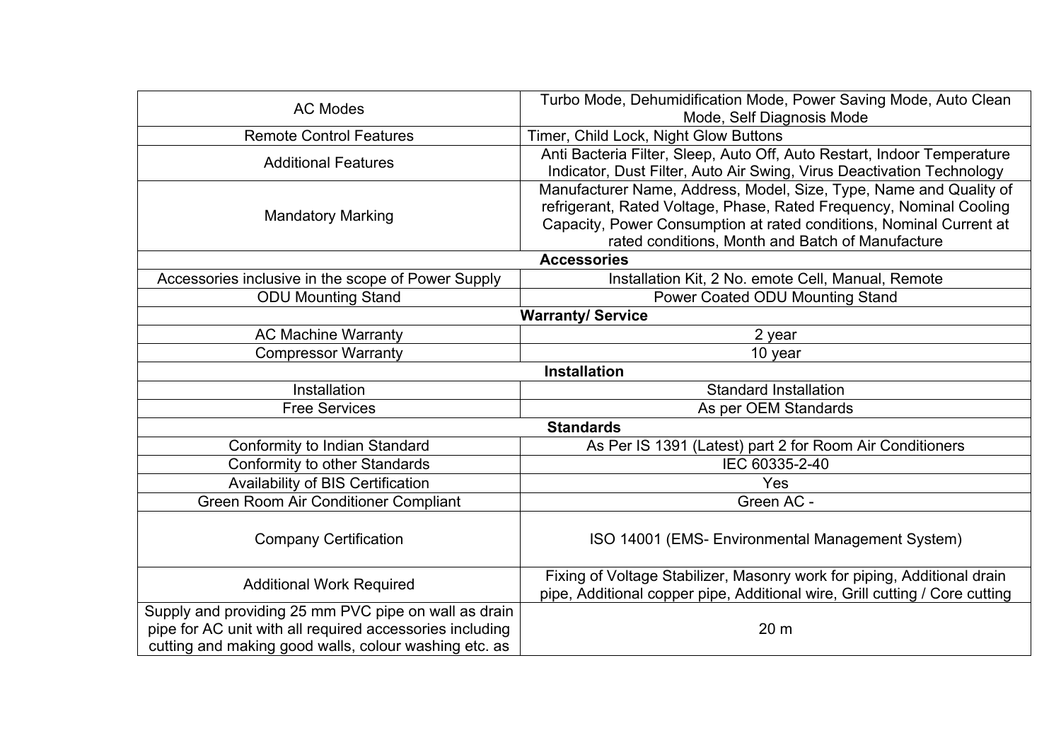| AC Modes | Turbo Mode, Dehumidification Mode, Power Saving Mode, Auto Clean Mode, Self Diagnosis Mode |
|---|---|
| Remote Control Features | Timer, Child Lock, Night Glow Buttons |
| Additional Features | Anti Bacteria Filter, Sleep, Auto Off, Auto Restart, Indoor Temperature Indicator, Dust Filter, Auto Air Swing, Virus Deactivation Technology |
| Mandatory Marking | Manufacturer Name, Address, Model, Size, Type, Name and Quality of refrigerant, Rated Voltage, Phase, Rated Frequency, Nominal Cooling Capacity, Power Consumption at rated conditions, Nominal Current at rated conditions, Month and Batch of Manufacture |
| **Accessories** | |
| Accessories inclusive in the scope of Power Supply | Installation Kit, 2 No. emote Cell, Manual, Remote |
| ODU Mounting Stand | Power Coated ODU Mounting Stand |
| **Warranty/ Service** | |
| AC Machine Warranty | 2 year |
| Compressor Warranty | 10 year |
| **Installation** | |
| Installation | Standard Installation |
| Free Services | As per OEM Standards |
| **Standards** | |
| Conformity to Indian Standard | As Per IS 1391 (Latest) part 2 for Room Air Conditioners |
| Conformity to other Standards | IEC 60335-2-40 |
| Availability of BIS Certification | Yes |
| Green Room Air Conditioner Compliant | Green AC - |
| Company Certification | ISO 14001 (EMS- Environmental Management System) |
| Additional Work Required | Fixing of Voltage Stabilizer, Masonry work for piping, Additional drain pipe, Additional copper pipe, Additional wire, Grill cutting / Core cutting |
| Supply and providing 25 mm PVC pipe on wall as drain pipe for AC unit with all required accessories including cutting and making good walls, colour washing etc. as | 20 m |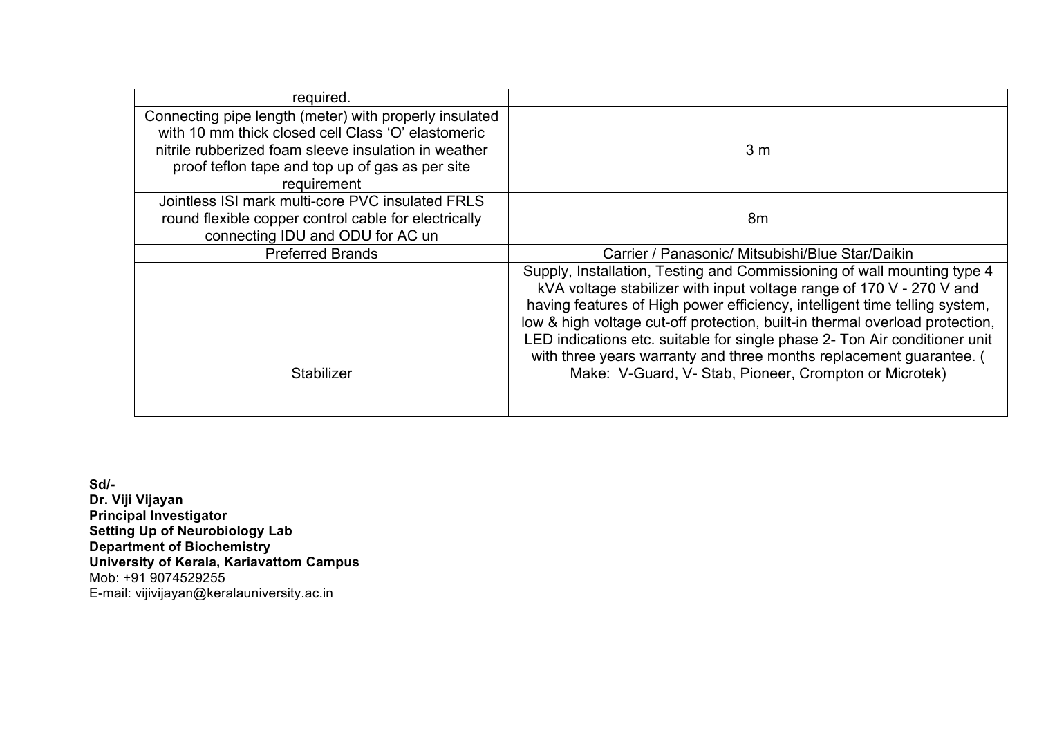| | |
|---|---|
| required. | |
| Connecting pipe length (meter) with properly insulated with 10 mm thick closed cell Class 'O' elastomeric nitrile rubberized foam sleeve insulation in weather proof teflon tape and top up of gas as per site requirement | 3 m |
| Jointless ISI mark multi-core PVC insulated FRLS round flexible copper control cable for electrically connecting IDU and ODU for AC un | 8m |
| Preferred Brands | Carrier / Panasonic/ Mitsubishi/Blue Star/Daikin |
| Stabilizer | Supply, Installation, Testing and Commissioning of wall mounting type 4 kVA voltage stabilizer with input voltage range of 170 V - 270 V and having features of High power efficiency, intelligent time telling system, low & high voltage cut-off protection, built-in thermal overload protection, LED indications etc. suitable for single phase 2- Ton Air conditioner unit with three years warranty and three months replacement guarantee. ( Make: V-Guard, V- Stab, Pioneer, Crompton or Microtek) |

**Sd/-**
**Dr. Viji Vijayan**
**Principal Investigator**
**Setting Up of Neurobiology Lab**
**Department of Biochemistry**
**University of Kerala, Kariavattom Campus**
Mob: +91 9074529255
E-mail: vijivijayan@keralauniversity.ac.in